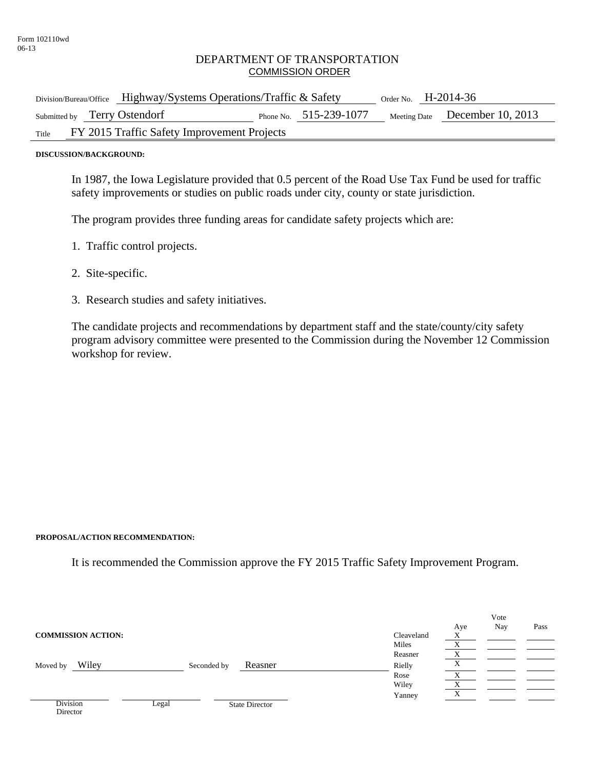Form 102110wd
06-13

# DEPARTMENT OF TRANSPORTATION
## COMMISSION ORDER

| | | | |
|---|---|---|---|
| Division/Bureau/Office | Highway/Systems Operations/Traffic & Safety | Order No. | H-2014-36 |
| Submitted by | Terry Ostendorf | Phone No. 515-239-1077 | Meeting Date December 10, 2013 |
| Title | FY 2015 Traffic Safety Improvement Projects | | |

**DISCUSSION/BACKGROUND:**

In 1987, the Iowa Legislature provided that 0.5 percent of the Road Use Tax Fund be used for traffic safety improvements or studies on public roads under city, county or state jurisdiction.

The program provides three funding areas for candidate safety projects which are:

1. Traffic control projects.
2. Site-specific.
3. Research studies and safety initiatives.

The candidate projects and recommendations by department staff and the state/county/city safety program advisory committee were presented to the Commission during the November 12 Commission workshop for review.

**PROPOSAL/ACTION RECOMMENDATION:**

It is recommended the Commission approve the FY 2015 Traffic Safety Improvement Program.

**COMMISSION ACTION:**

Moved by Wiley    Seconded by Reasner

| | Aye | Nay | Pass |
|---|---|---|---|
| Cleaveland | X | | |
| Miles | X | | |
| Reasner | X | | |
| Rielly | X | | |
| Rose | X | | |
| Wiley | X | | |
| Yanney | X | | |

Division Director    Legal    State Director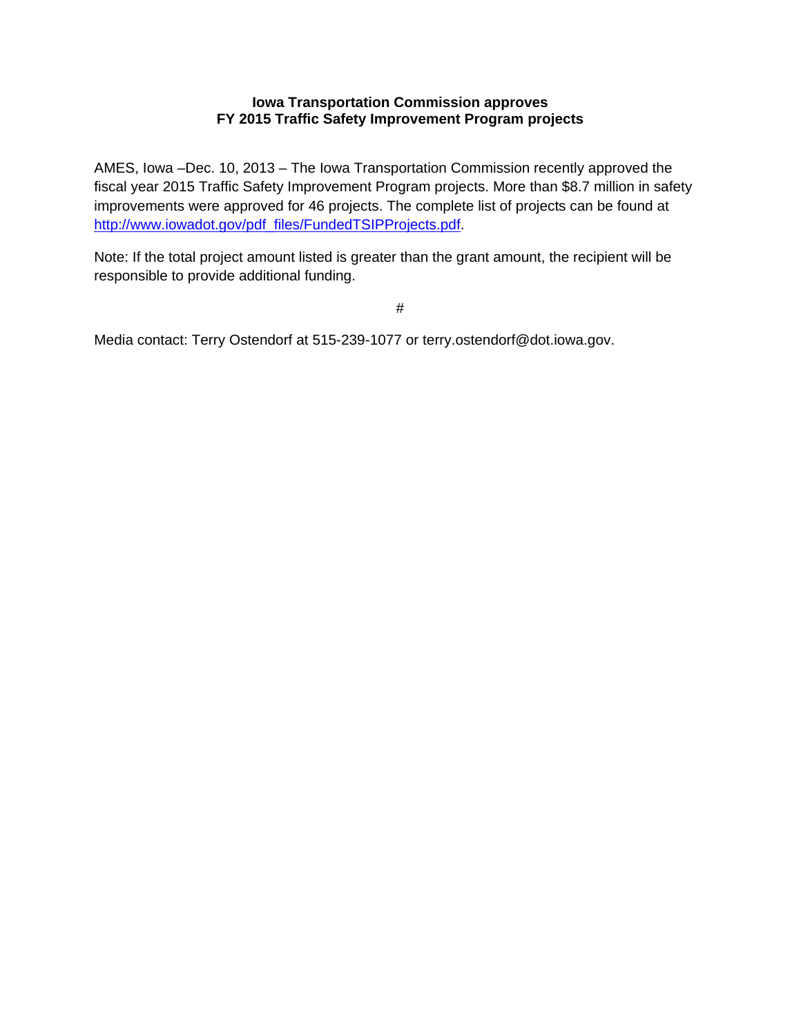**Iowa Transportation Commission approves FY 2015 Traffic Safety Improvement Program projects**

AMES, Iowa –Dec. 10, 2013 – The Iowa Transportation Commission recently approved the fiscal year 2015 Traffic Safety Improvement Program projects. More than $8.7 million in safety improvements were approved for 46 projects. The complete list of projects can be found at http://www.iowadot.gov/pdf_files/FundedTSIPProjects.pdf.

Note: If the total project amount listed is greater than the grant amount, the recipient will be responsible to provide additional funding.

#

Media contact: Terry Ostendorf at 515-239-1077 or terry.ostendorf@dot.iowa.gov.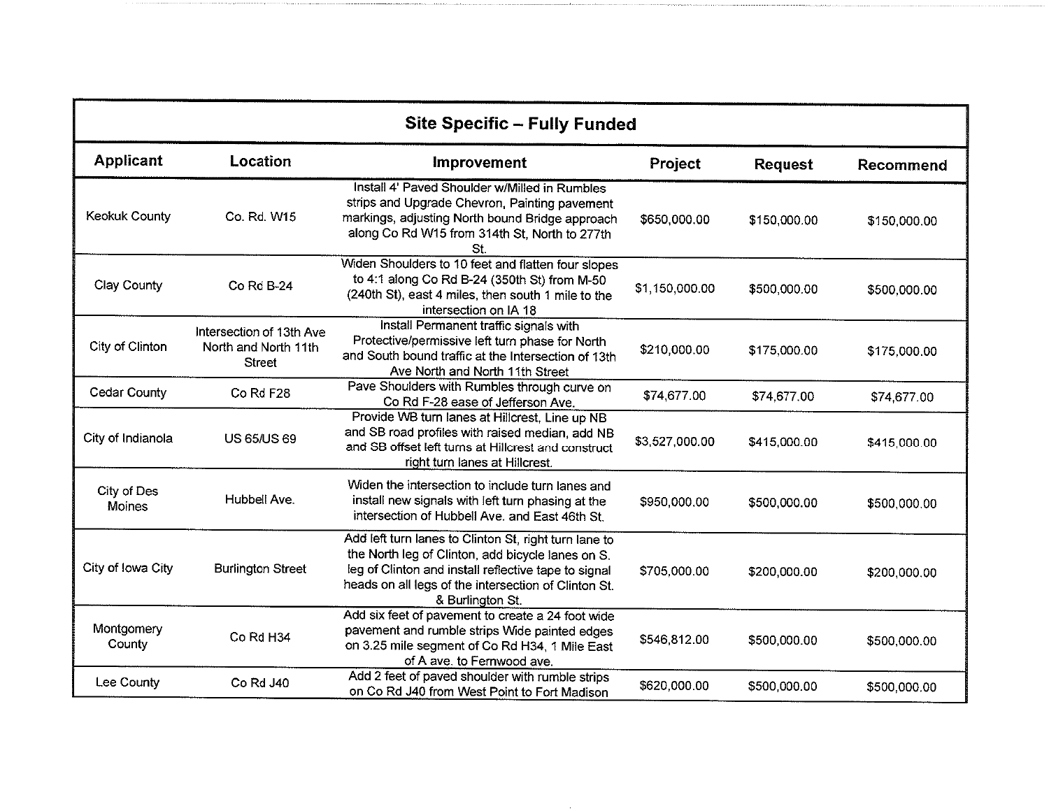| Site Specific – Fully Funded | | | | | |
|---|---|---|---|---|---|
| **Applicant** | **Location** | **Improvement** | **Project** | **Request** | **Recommend** |
| Keokuk County | Co. Rd. W15 | Install 4' Paved Shoulder w/Milled in Rumbles strips and Upgrade Chevron, Painting pavement markings, adjusting North bound Bridge approach along Co Rd W15 from 314th St, North to 277th St. | $650,000.00 | $150,000.00 | $150,000.00 |
| Clay County | Co Rd B-24 | Widen Shoulders to 10 feet and flatten four slopes to 4:1 along Co Rd B-24 (350th St) from M-50 (240th St), east 4 miles, then south 1 mile to the intersection on IA 18 | $1,150,000.00 | $500,000.00 | $500,000.00 |
| City of Clinton | Intersection of 13th Ave North and North 11th Street | Install Permanent traffic signals with Protective/permissive left turn phase for North and South bound traffic at the Intersection of 13th Ave North and North 11th Street | $210,000.00 | $175,000.00 | $175,000.00 |
| Cedar County | Co Rd F28 | Pave Shoulders with Rumbles through curve on Co Rd F-28 ease of Jefferson Ave. | $74,677.00 | $74,677.00 | $74,677.00 |
| City of Indianola | US 65/US 69 | Provide WB turn lanes at Hillcrest, Line up NB and SB road profiles with raised median, add NB and SB offset left turns at Hillcrest and construct right turn lanes at Hillcrest. | $3,527,000.00 | $415,000.00 | $415,000.00 |
| City of Des Moines | Hubbell Ave. | Widen the intersection to include turn lanes and install new signals with left turn phasing at the intersection of Hubbell Ave. and East 46th St. | $950,000.00 | $500,000.00 | $500,000.00 |
| City of Iowa City | Burlington Street | Add left turn lanes to Clinton St, right turn lane to the North leg of Clinton, add bicycle lanes on S. leg of Clinton and install reflective tape to signal heads on all legs of the intersection of Clinton St. & Burlington St. | $705,000.00 | $200,000.00 | $200,000.00 |
| Montgomery County | Co Rd H34 | Add six feet of pavement to create a 24 foot wide pavement and rumble strips Wide painted edges on 3.25 mile segment of Co Rd H34, 1 Mile East of A ave. to Fernwood ave. | $546,812.00 | $500,000.00 | $500,000.00 |
| Lee County | Co Rd J40 | Add 2 feet of paved shoulder with rumble strips on Co Rd J40 from West Point to Fort Madison | $620,000.00 | $500,000.00 | $500,000.00 |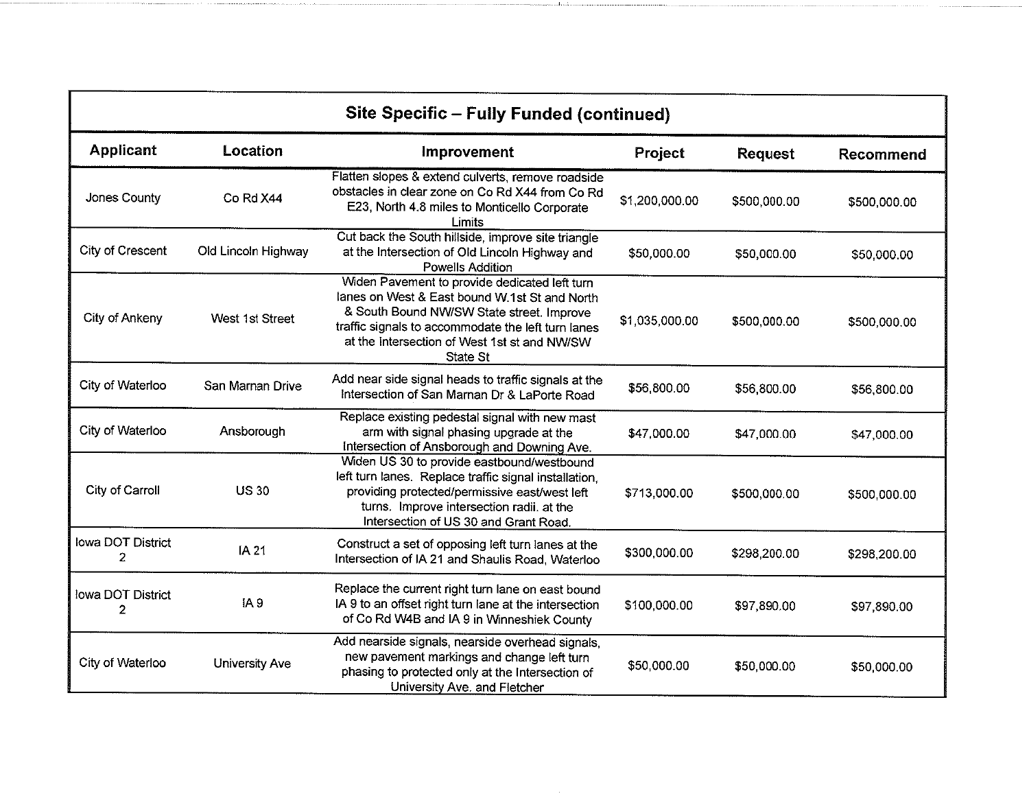| Site Specific – Fully Funded (continued) | | | | | |
|---|---|---|---|---|---|
| **Applicant** | **Location** | **Improvement** | **Project** | **Request** | **Recommend** |
| Jones County | Co Rd X44 | Flatten slopes & extend culverts, remove roadside obstacles in clear zone on Co Rd X44 from Co Rd E23, North 4.8 miles to Monticello Corporate Limits | $1,200,000.00 | $500,000.00 | $500,000.00 |
| City of Crescent | Old Lincoln Highway | Cut back the South hillside, improve site triangle at the Intersection of Old Lincoln Highway and Powells Addition | $50,000.00 | $50,000.00 | $50,000.00 |
| City of Ankeny | West 1st Street | Widen Pavement to provide dedicated left turn lanes on West & East bound W.1st St and North & South Bound NW/SW State street. Improve traffic signals to accommodate the left turn lanes at the intersection of West 1st st and NW/SW State St | $1,035,000.00 | $500,000.00 | $500,000.00 |
| City of Waterloo | San Marnan Drive | Add near side signal heads to traffic signals at the Intersection of San Marnan Dr & LaPorte Road | $56,800.00 | $56,800.00 | $56,800.00 |
| City of Waterloo | Ansborough | Replace existing pedestal signal with new mast arm with signal phasing upgrade at the Intersection of Ansborough and Downing Ave. | $47,000.00 | $47,000.00 | $47,000.00 |
| City of Carroll | US 30 | Widen US 30 to provide eastbound/westbound left turn lanes. Replace traffic signal installation, providing protected/permissive east/west left turns. Improve intersection radii. at the Intersection of US 30 and Grant Road. | $713,000.00 | $500,000.00 | $500,000.00 |
| Iowa DOT District 2 | IA 21 | Construct a set of opposing left turn lanes at the Intersection of IA 21 and Shaulis Road, Waterloo | $300,000.00 | $298,200.00 | $298,200.00 |
| Iowa DOT District 2 | IA 9 | Replace the current right turn lane on east bound IA 9 to an offset right turn lane at the intersection of Co Rd W4B and IA 9 in Winneshiek County | $100,000.00 | $97,890.00 | $97,890.00 |
| City of Waterloo | University Ave | Add nearside signals, nearside overhead signals, new pavement markings and change left turn phasing to protected only at the Intersection of University Ave. and Fletcher | $50,000.00 | $50,000.00 | $50,000.00 |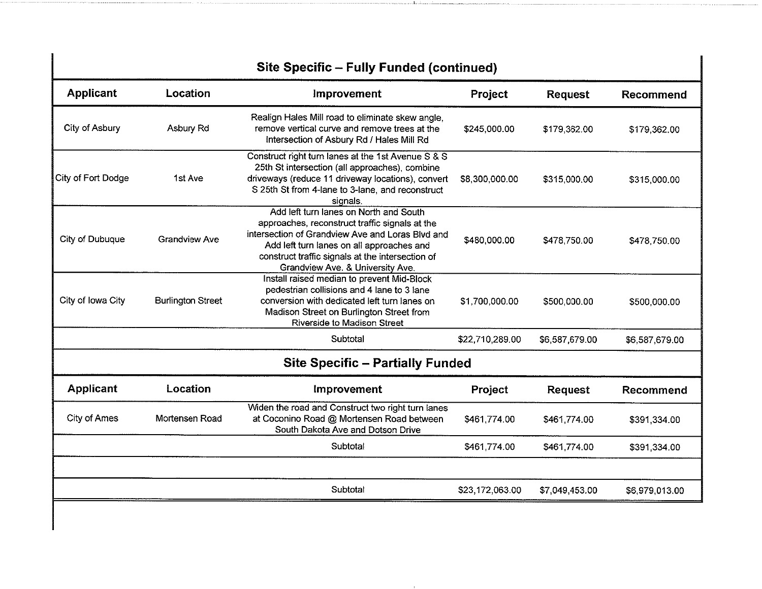## Site Specific – Fully Funded (continued)

| Applicant | Location | Improvement | Project | Request | Recommend |
|---|---|---|---|---|---|
| City of Asbury | Asbury Rd | Realign Hales Mill road to eliminate skew angle, remove vertical curve and remove trees at the Intersection of Asbury Rd / Hales Mill Rd | $245,000.00 | $179,362.00 | $179,362.00 |
| City of Fort Dodge | 1st Ave | Construct right turn lanes at the 1st Avenue S & S 25th St intersection (all approaches), combine driveways (reduce 11 driveway locations), convert S 25th St from 4-lane to 3-lane, and reconstruct signals. | $8,300,000.00 | $315,000.00 | $315,000.00 |
| City of Dubuque | Grandview Ave | Add left turn lanes on North and South approaches, reconstruct traffic signals at the intersection of Grandview Ave and Loras Blvd and Add left turn lanes on all approaches and construct traffic signals at the intersection of Grandview Ave. & University Ave. | $480,000.00 | $478,750.00 | $478,750.00 |
| City of Iowa City | Burlington Street | Install raised median to prevent Mid-Block pedestrian collisions and 4 lane to 3 lane conversion with dedicated left turn lanes on Madison Street on Burlington Street from Riverside to Madison Street | $1,700,000.00 | $500,000.00 | $500,000.00 |
| | | Subtotal | $22,710,289.00 | $6,587,679.00 | $6,587,679.00 |

## Site Specific – Partially Funded

| Applicant | Location | Improvement | Project | Request | Recommend |
|---|---|---|---|---|---|
| City of Ames | Mortensen Road | Widen the road and Construct two right turn lanes at Coconino Road @ Mortensen Road between South Dakota Ave and Dotson Drive | $461,774.00 | $461,774.00 | $391,334.00 |
| | | Subtotal | $461,774.00 | $461,774.00 | $391,334.00 |
| | | | | | |
| | | Subtotal | $23,172,063.00 | $7,049,453.00 | $6,979,013.00 |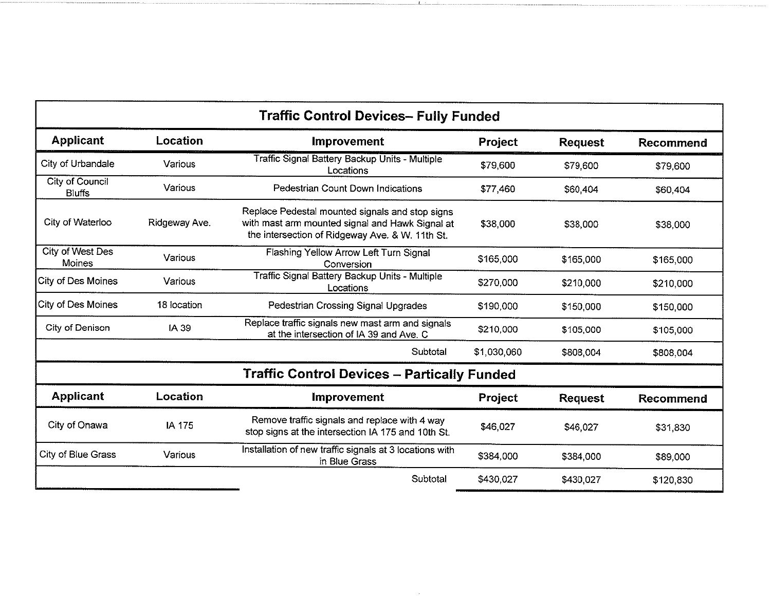| Traffic Control Devices– Fully Funded | | | | | |
|---|---|---|---|---|---|
| **Applicant** | **Location** | **Improvement** | **Project** | **Request** | **Recommend** |
| City of Urbandale | Various | Traffic Signal Battery Backup Units - Multiple Locations | $79,600 | $79,600 | $79,600 |
| City of Council Bluffs | Various | Pedestrian Count Down Indications | $77,460 | $60,404 | $60,404 |
| City of Waterloo | Ridgeway Ave. | Replace Pedestal mounted signals and stop signs with mast arm mounted signal and Hawk Signal at the intersection of Ridgeway Ave. & W. 11th St. | $38,000 | $38,000 | $38,000 |
| City of West Des Moines | Various | Flashing Yellow Arrow Left Turn Signal Conversion | $165,000 | $165,000 | $165,000 |
| City of Des Moines | Various | Traffic Signal Battery Backup Units - Multiple Locations | $270,000 | $210,000 | $210,000 |
| City of Des Moines | 18 location | Pedestrian Crossing Signal Upgrades | $190,000 | $150,000 | $150,000 |
| City of Denison | IA 39 | Replace traffic signals new mast arm and signals at the intersection of IA 39 and Ave. C | $210,000 | $105,000 | $105,000 |
| | | Subtotal | $1,030,060 | $808,004 | $808,004 |

| Traffic Control Devices – Partically Funded | | | | | |
|---|---|---|---|---|---|
| **Applicant** | **Location** | **Improvement** | **Project** | **Request** | **Recommend** |
| City of Onawa | IA 175 | Remove traffic signals and replace with 4 way stop signs at the intersection IA 175 and 10th St. | $46,027 | $46,027 | $31,830 |
| City of Blue Grass | Various | Installation of new traffic signals at 3 locations with in Blue Grass | $384,000 | $384,000 | $89,000 |
| | | Subtotal | $430,027 | $430,027 | $120,830 |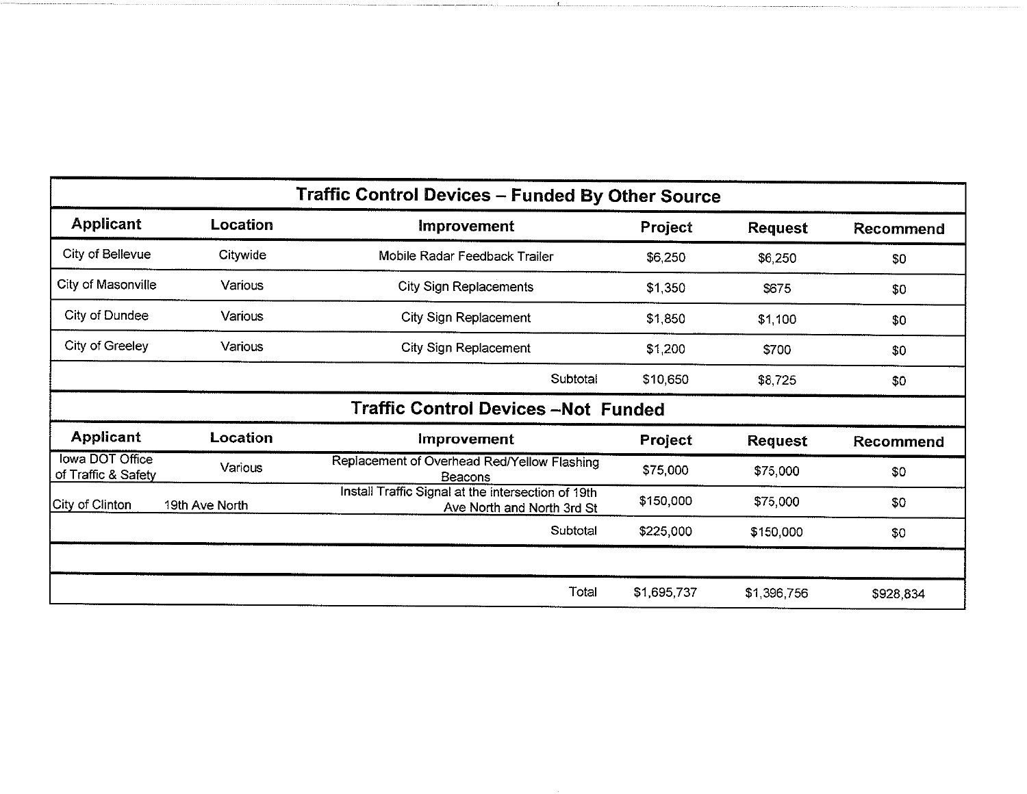| Traffic Control Devices – Funded By Other Source | | | | | |
|---|---|---|---|---|---|
| **Applicant** | **Location** | **Improvement** | **Project** | **Request** | **Recommend** |
| City of Bellevue | Citywide | Mobile Radar Feedback Trailer | $6,250 | $6,250 | $0 |
| City of Masonville | Various | City Sign Replacements | $1,350 | $675 | $0 |
| City of Dundee | Various | City Sign Replacement | $1,850 | $1,100 | $0 |
| City of Greeley | Various | City Sign Replacement | $1,200 | $700 | $0 |
| | | Subtotal | $10,650 | $8,725 | $0 |
| **Traffic Control Devices –Not Funded** | | | | | |
| **Applicant** | **Location** | **Improvement** | **Project** | **Request** | **Recommend** |
| Iowa DOT Office of Traffic & Safety | Various | Replacement of Overhead Red/Yellow Flashing Beacons | $75,000 | $75,000 | $0 |
| City of Clinton | 19th Ave North | Install Traffic Signal at the intersection of 19th Ave North and North 3rd St | $150,000 | $75,000 | $0 |
| | | Subtotal | $225,000 | $150,000 | $0 |
| | | | | | |
| | | Total | $1,695,737 | $1,396,756 | $928,834 |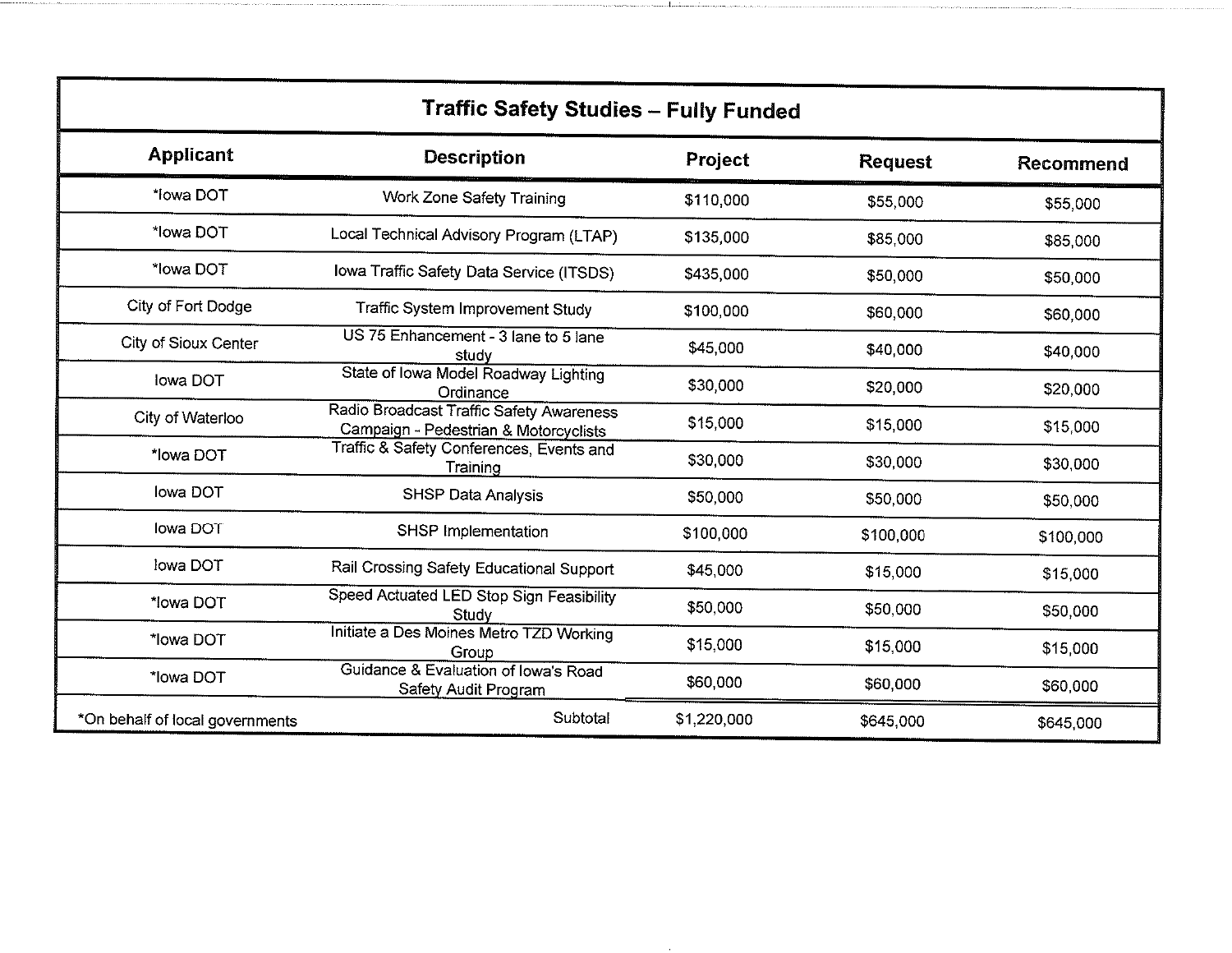| Traffic Safety Studies – Fully Funded | | | | |
|---|---|---|---|---|
| **Applicant** | **Description** | **Project** | **Request** | **Recommend** |
| *Iowa DOT | Work Zone Safety Training | $110,000 | $55,000 | $55,000 |
| *Iowa DOT | Local Technical Advisory Program (LTAP) | $135,000 | $85,000 | $85,000 |
| *Iowa DOT | Iowa Traffic Safety Data Service (ITSDS) | $435,000 | $50,000 | $50,000 |
| City of Fort Dodge | Traffic System Improvement Study | $100,000 | $60,000 | $60,000 |
| City of Sioux Center | US 75 Enhancement - 3 lane to 5 lane study | $45,000 | $40,000 | $40,000 |
| Iowa DOT | State of Iowa Model Roadway Lighting Ordinance | $30,000 | $20,000 | $20,000 |
| City of Waterloo | Radio Broadcast Traffic Safety Awareness Campaign - Pedestrian & Motorcyclists | $15,000 | $15,000 | $15,000 |
| *Iowa DOT | Traffic & Safety Conferences, Events and Training | $30,000 | $30,000 | $30,000 |
| Iowa DOT | SHSP Data Analysis | $50,000 | $50,000 | $50,000 |
| Iowa DOT | SHSP Implementation | $100,000 | $100,000 | $100,000 |
| Iowa DOT | Rail Crossing Safety Educational Support | $45,000 | $15,000 | $15,000 |
| *Iowa DOT | Speed Actuated LED Stop Sign Feasibility Study | $50,000 | $50,000 | $50,000 |
| *Iowa DOT | Initiate a Des Moines Metro TZD Working Group | $15,000 | $15,000 | $15,000 |
| *Iowa DOT | Guidance & Evaluation of Iowa's Road Safety Audit Program | $60,000 | $60,000 | $60,000 |
| *On behalf of local governments | Subtotal | $1,220,000 | $645,000 | $645,000 |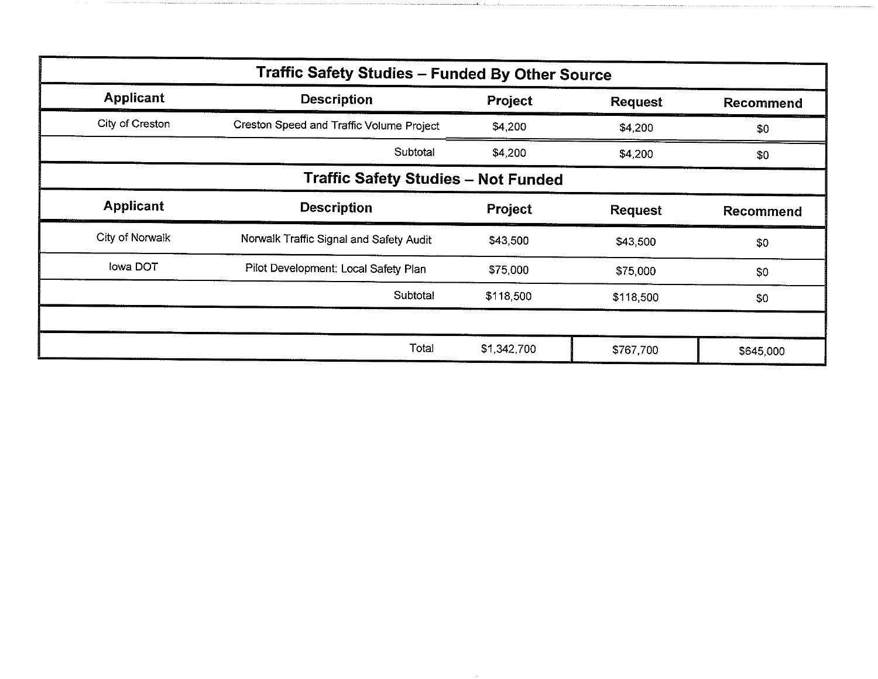| Traffic Safety Studies – Funded By Other Source | | | | |
|---|---|---|---|---|
| **Applicant** | **Description** | **Project** | **Request** | **Recommend** |
| City of Creston | Creston Speed and Traffic Volume Project | $4,200 | $4,200 | $0 |
| | Subtotal | $4,200 | $4,200 | $0 |
| **Traffic Safety Studies – Not Funded** | | | | |
| **Applicant** | **Description** | **Project** | **Request** | **Recommend** |
| City of Norwalk | Norwalk Traffic Signal and Safety Audit | $43,500 | $43,500 | $0 |
| Iowa DOT | Pilot Development: Local Safety Plan | $75,000 | $75,000 | $0 |
| | Subtotal | $118,500 | $118,500 | $0 |
| | | | | |
| | Total | $1,342,700 | $767,700 | $645,000 |